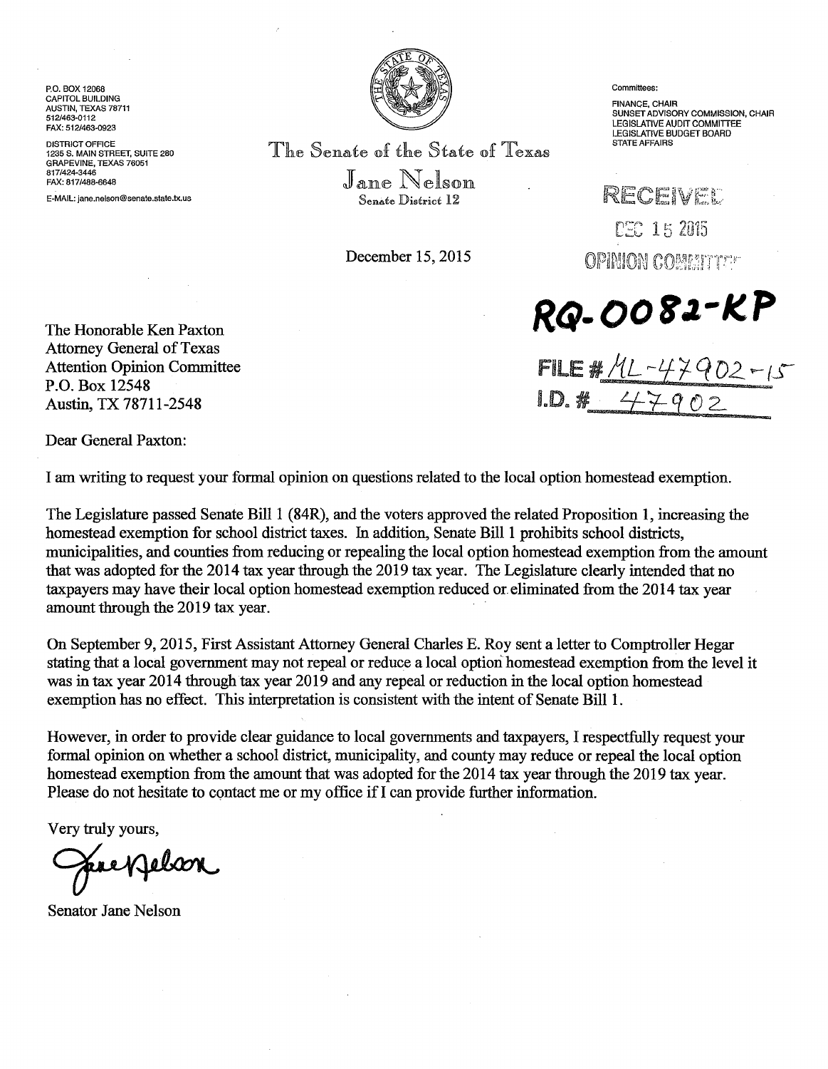P.O. BOX 12068
CAPITOL BUILDING
AUSTIN, TEXAS 78711
512/463-0112
FAX: 512/463-0923

DISTRICT OFFICE
1235 S. MAIN STREET, SUITE 280
GRAPEVINE, TEXAS 76051
817/424-3446
FAX: 817/488-6648

E-MAIL: jane.nelson@senate.state.tx.us

The Senate of the State of Texas

Jane Nelson

Senate District 12

Committees:

FINANCE, CHAIR
SUNSET ADVISORY COMMISSION, CHAIR
LEGISLATIVE AUDIT COMMITTEE
LEGISLATIVE BUDGET BOARD
STATE AFFAIRS

RECEIVED

DEC 15 2015

OPINION COMMITTEE

December 15, 2015

**RQ-0082-KP**

FILE # ML-47902-15
I.D. # 47902

The Honorable Ken Paxton
Attorney General of Texas
Attention Opinion Committee
P.O. Box 12548
Austin, TX 78711-2548

Dear General Paxton:

I am writing to request your formal opinion on questions related to the local option homestead exemption.

The Legislature passed Senate Bill 1 (84R), and the voters approved the related Proposition 1, increasing the homestead exemption for school district taxes. In addition, Senate Bill 1 prohibits school districts, municipalities, and counties from reducing or repealing the local option homestead exemption from the amount that was adopted for the 2014 tax year through the 2019 tax year. The Legislature clearly intended that no taxpayers may have their local option homestead exemption reduced or eliminated from the 2014 tax year amount through the 2019 tax year.

On September 9, 2015, First Assistant Attorney General Charles E. Roy sent a letter to Comptroller Hegar stating that a local government may not repeal or reduce a local option homestead exemption from the level it was in tax year 2014 through tax year 2019 and any repeal or reduction in the local option homestead exemption has no effect. This interpretation is consistent with the intent of Senate Bill 1.

However, in order to provide clear guidance to local governments and taxpayers, I respectfully request your formal opinion on whether a school district, municipality, and county may reduce or repeal the local option homestead exemption from the amount that was adopted for the 2014 tax year through the 2019 tax year. Please do not hesitate to contact me or my office if I can provide further information.

Very truly yours,

Jane Nelson

Senator Jane Nelson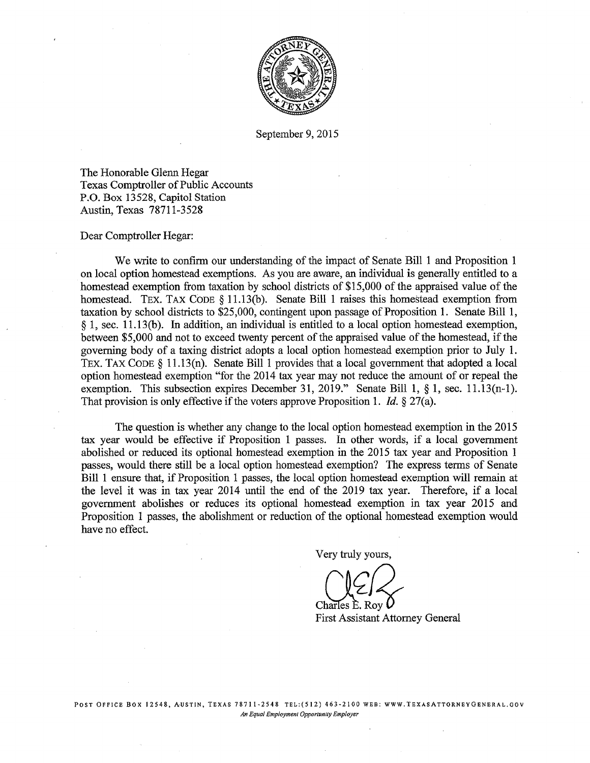September 9, 2015

The Honorable Glenn Hegar  
Texas Comptroller of Public Accounts  
P.O. Box 13528, Capitol Station  
Austin, Texas 78711-3528

Dear Comptroller Hegar:

We write to confirm our understanding of the impact of Senate Bill 1 and Proposition 1 on local option homestead exemptions. As you are aware, an individual is generally entitled to a homestead exemption from taxation by school districts of $15,000 of the appraised value of the homestead. TEX. TAX CODE § 11.13(b). Senate Bill 1 raises this homestead exemption from taxation by school districts to $25,000, contingent upon passage of Proposition 1. Senate Bill 1, § 1, sec. 11.13(b). In addition, an individual is entitled to a local option homestead exemption, between $5,000 and not to exceed twenty percent of the appraised value of the homestead, if the governing body of a taxing district adopts a local option homestead exemption prior to July 1. TEX. TAX CODE § 11.13(n). Senate Bill 1 provides that a local government that adopted a local option homestead exemption "for the 2014 tax year may not reduce the amount of or repeal the exemption. This subsection expires December 31, 2019." Senate Bill 1, § 1, sec. 11.13(n-1). That provision is only effective if the voters approve Proposition 1. *Id.* § 27(a).

The question is whether any change to the local option homestead exemption in the 2015 tax year would be effective if Proposition 1 passes. In other words, if a local government abolished or reduced its optional homestead exemption in the 2015 tax year and Proposition 1 passes, would there still be a local option homestead exemption? The express terms of Senate Bill 1 ensure that, if Proposition 1 passes, the local option homestead exemption will remain at the level it was in tax year 2014 until the end of the 2019 tax year. Therefore, if a local government abolishes or reduces its optional homestead exemption in tax year 2015 and Proposition 1 passes, the abolishment or reduction of the optional homestead exemption would have no effect.

Very truly yours,

Charles E. Roy  
First Assistant Attorney General

POST OFFICE BOX 12548, AUSTIN, TEXAS 78711-2548 TEL:(512) 463-2100 WEB: WWW.TEXASATTORNEYGENERAL.GOV  
*An Equal Employment Opportunity Employer*